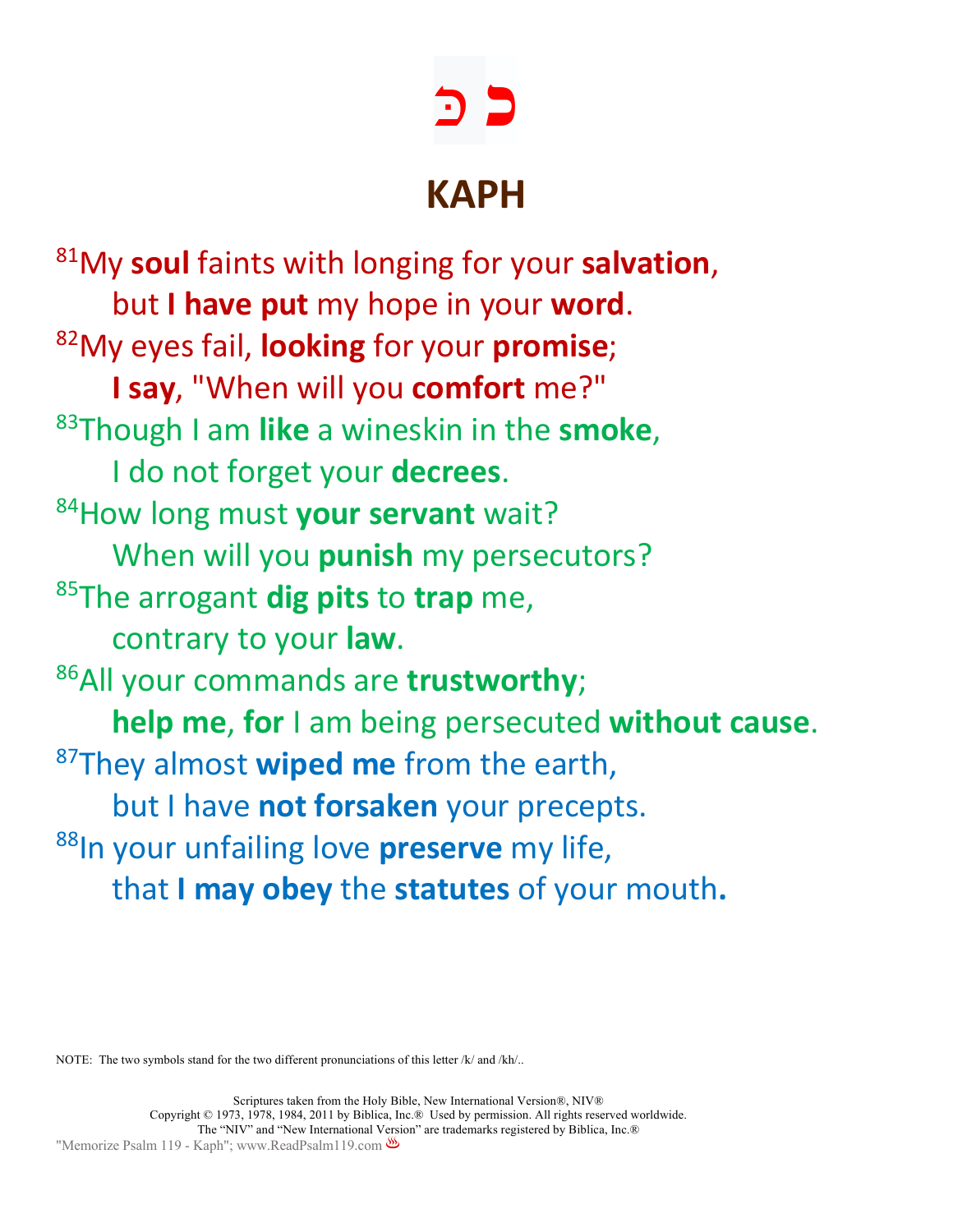# כּ כ

# KAPH

[81]My **soul** faints with longing for your **salvation**,
but **I have put** my hope in your **word**.
[82]My eyes fail, **looking** for your **promise**;
**I say**, "When will you **comfort** me?"
[83]Though I am **like** a wineskin in the **smoke**,
I do not forget your **decrees**.
[84]How long must **your servant** wait?
When will you **punish** my persecutors?
[85]The arrogant **dig pits** to **trap** me,
contrary to your **law**.
[86]All your commands are **trustworthy**;
**help me**, **for** I am being persecuted **without cause**.
[87]They almost **wiped me** from the earth,
but I have **not forsaken** your precepts.
[88]In your unfailing love **preserve** my life,
that **I may obey** the **statutes** of your mouth**.**

NOTE: The two symbols stand for the two different pronunciations of this letter /k/ and /kh/..

Scriptures taken from the Holy Bible, New International Version®, NIV®
Copyright © 1973, 1978, 1984, 2011 by Biblica, Inc.® Used by permission. All rights reserved worldwide.
The "NIV" and "New International Version" are trademarks registered by Biblica, Inc.®
"Memorize Psalm 119 - Kaph"; www.ReadPsalm119.com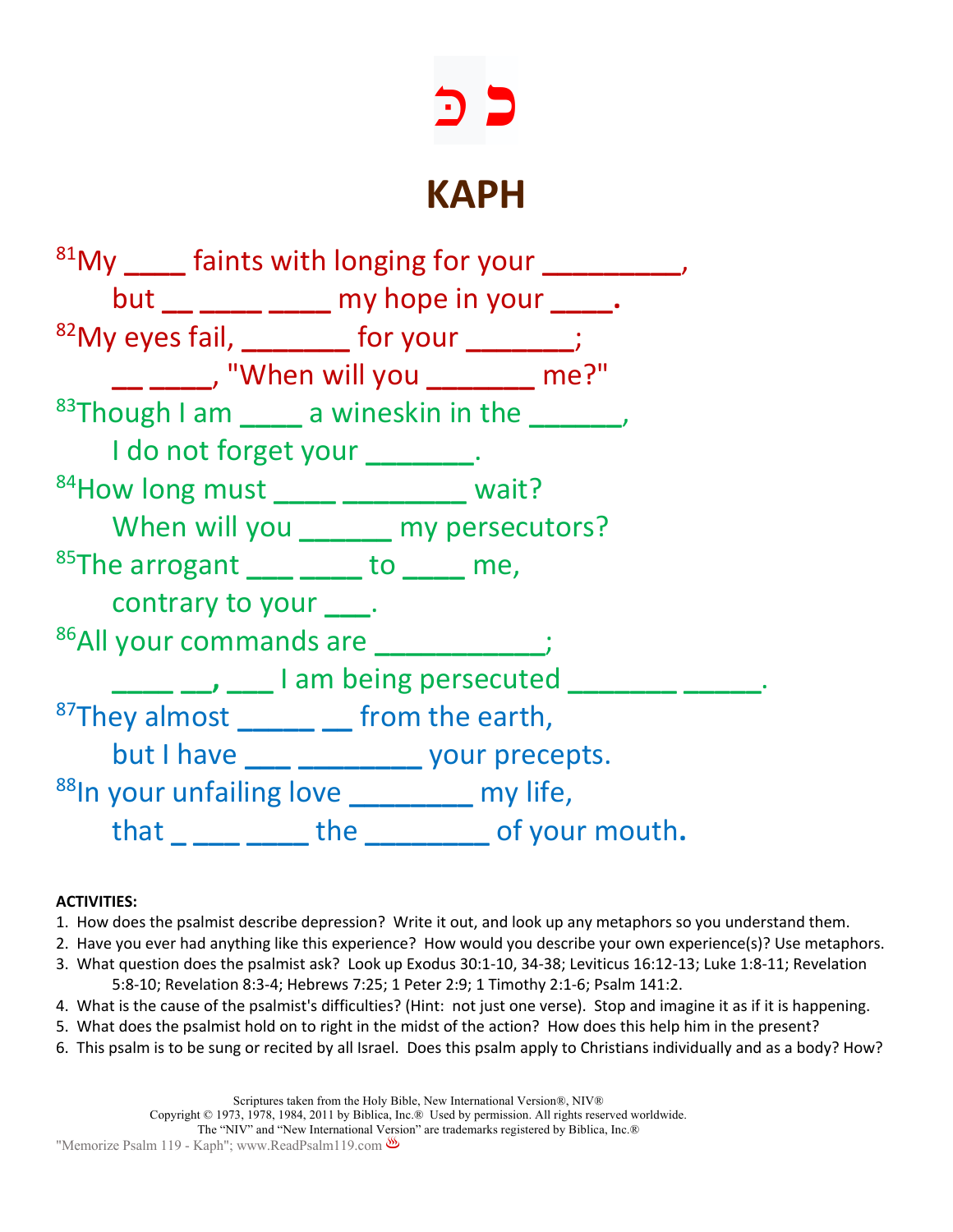# כ כּ

# KAPH

[81]My ____ faints with longing for your _________,
    but __ ____ ____ my hope in your ____.
[82]My eyes fail, _______ for your _______;
    __ ____, "When will you _______ me?"
[83]Though I am ____ a wineskin in the ______,
    I do not forget your _______.
[84]How long must ____ ________ wait?
    When will you ______ my persecutors?
[85]The arrogant ___ ____ to ____ me,
    contrary to your ___.
[86]All your commands are ___________;
    ____ __, ___ I am being persecuted _______ _____.
[87]They almost _____ __ from the earth,
    but I have ___ ________ your precepts.
[88]In your unfailing love ________ my life,
    that _ ___ ____ the ________ of your mouth.

**ACTIVITIES:**

1. How does the psalmist describe depression? Write it out, and look up any metaphors so you understand them.
2. Have you ever had anything like this experience? How would you describe your own experience(s)? Use metaphors.
3. What question does the psalmist ask? Look up Exodus 30:1-10, 34-38; Leviticus 16:12-13; Luke 1:8-11; Revelation 5:8-10; Revelation 8:3-4; Hebrews 7:25; 1 Peter 2:9; 1 Timothy 2:1-6; Psalm 141:2.
4. What is the cause of the psalmist's difficulties? (Hint: not just one verse). Stop and imagine it as if it is happening.
5. What does the psalmist hold on to right in the midst of the action? How does this help him in the present?
6. This psalm is to be sung or recited by all Israel. Does this psalm apply to Christians individually and as a body? How?

Scriptures taken from the Holy Bible, New International Version®, NIV®
Copyright © 1973, 1978, 1984, 2011 by Biblica, Inc.® Used by permission. All rights reserved worldwide.
The "NIV" and "New International Version" are trademarks registered by Biblica, Inc.®
"Memorize Psalm 119 - Kaph"; www.ReadPsalm119.com